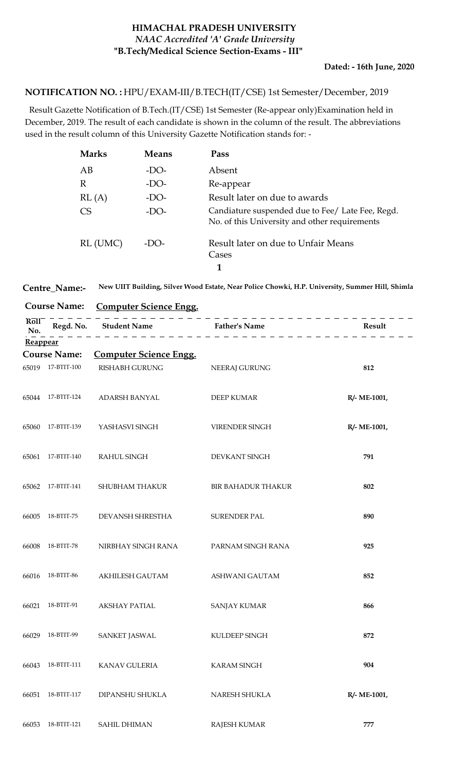# HIMACHAL PRADESH UNIVERSITY

*NAAC Accredited 'A' Grade University*

**"B.Tech/Medical Science Section-Exams - III"**

**Dated: - 16th June, 2020**

**NOTIFICATION NO. :** HPU/EXAM-III/B.TECH(IT/CSE) 1st Semester/December, 2019

Result Gazette Notification of B.Tech.(IT/CSE) 1st Semester (Re-appear only)Examination held in December, 2019. The result of each candidate is shown in the column of the result. The abbreviations used in the result column of this University Gazette Notification stands for: -

| | | |
|---|---|---|
| **Marks** | **Means** | **Pass** |
| AB | -DO- | Absent |
| R | -DO- | Re-appear |
| RL (A) | -DO- | Result later on due to awards |
| CS | -DO- | Candiature suspended due to Fee/ Late Fee, Regd. No. of this University and other requirements |
| RL (UMC) | -DO- | Result later on due to Unfair Means Cases |

**1**

**Centre_Name:-** **New UIIT Building, Silver Wood Estate, Near Police Chowki, H.P. University, Summer Hill, Shimla**

**Course Name:** **Computer Science Engg.**

**Reappear**

**Course Name:** **Computer Science Engg.**

| Roll No. | Regd. No. | Student Name | Father's Name | Result |
|---|---|---|---|---|
| 65019 | 17-BTIT-100 | RISHABH GURUNG | NEERAJ GURUNG | 812 |
| 65044 | 17-BTIT-124 | ADARSH BANYAL | DEEP KUMAR | R/- ME-1001, |
| 65060 | 17-BTIT-139 | YASHASVI SINGH | VIRENDER SINGH | R/- ME-1001, |
| 65061 | 17-BTIT-140 | RAHUL SINGH | DEVKANT SINGH | 791 |
| 65062 | 17-BTIT-141 | SHUBHAM THAKUR | BIR BAHADUR THAKUR | 802 |
| 66005 | 18-BTIT-75 | DEVANSH SHRESTHA | SURENDER PAL | 890 |
| 66008 | 18-BTIT-78 | NIRBHAY SINGH RANA | PARNAM SINGH RANA | 925 |
| 66016 | 18-BTIT-86 | AKHILESH GAUTAM | ASHWANI GAUTAM | 852 |
| 66021 | 18-BTIT-91 | AKSHAY PATIAL | SANJAY KUMAR | 866 |
| 66029 | 18-BTIT-99 | SANKET JASWAL | KULDEEP SINGH | 872 |
| 66043 | 18-BTIT-111 | KANAV GULERIA | KARAM SINGH | 904 |
| 66051 | 18-BTIT-117 | DIPANSHU SHUKLA | NARESH SHUKLA | R/- ME-1001, |
| 66053 | 18-BTIT-121 | SAHIL DHIMAN | RAJESH KUMAR | 777 |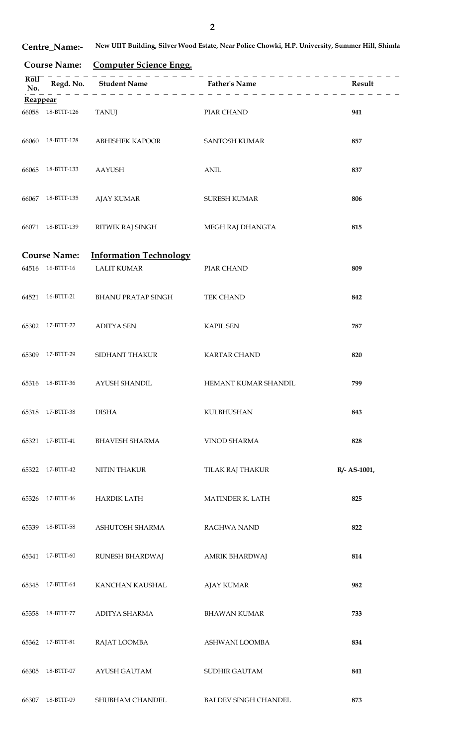**Centre_Name:-** New UIIT Building, Silver Wood Estate, Near Police Chowki, H.P. University, Summer Hill, Shimla

**Course Name:** Computer Science Engg.

| Roll No. | Regd. No. | Student Name | Father's Name | Result |
|---|---|---|---|---|
| **Reappear** | | | | |
| 66058 | 18-BTIT-126 | TANUJ | PIAR CHAND | **941** |
| 66060 | 18-BTIT-128 | ABHISHEK KAPOOR | SANTOSH KUMAR | **857** |
| 66065 | 18-BTIT-133 | AAYUSH | ANIL | **837** |
| 66067 | 18-BTIT-135 | AJAY KUMAR | SURESH KUMAR | **806** |
| 66071 | 18-BTIT-139 | RITWIK RAJ SINGH | MEGH RAJ DHANGTA | **815** |

**Course Name:** Information Technology

| Roll No. | Regd. No. | Student Name | Father's Name | Result |
|---|---|---|---|---|
| 64516 | 16-BTIT-16 | LALIT KUMAR | PIAR CHAND | **809** |
| 64521 | 16-BTIT-21 | BHANU PRATAP SINGH | TEK CHAND | **842** |
| 65302 | 17-BTIT-22 | ADITYA SEN | KAPIL SEN | **787** |
| 65309 | 17-BTIT-29 | SIDHANT THAKUR | KARTAR CHAND | **820** |
| 65316 | 18-BTIT-36 | AYUSH SHANDIL | HEMANT KUMAR SHANDIL | **799** |
| 65318 | 17-BTIT-38 | DISHA | KULBHUSHAN | **843** |
| 65321 | 17-BTIT-41 | BHAVESH SHARMA | VINOD SHARMA | **828** |
| 65322 | 17-BTIT-42 | NITIN THAKUR | TILAK RAJ THAKUR | **R/- AS-1001,** |
| 65326 | 17-BTIT-46 | HARDIK LATH | MATINDER K. LATH | **825** |
| 65339 | 18-BTIT-58 | ASHUTOSH SHARMA | RAGHWA NAND | **822** |
| 65341 | 17-BTIT-60 | RUNESH BHARDWAJ | AMRIK BHARDWAJ | **814** |
| 65345 | 17-BTIT-64 | KANCHAN KAUSHAL | AJAY KUMAR | **982** |
| 65358 | 18-BTIT-77 | ADITYA SHARMA | BHAWAN KUMAR | **733** |
| 65362 | 17-BTIT-81 | RAJAT LOOMBA | ASHWANI LOOMBA | **834** |
| 66305 | 18-BTIT-07 | AYUSH GAUTAM | SUDHIR GAUTAM | **841** |
| 66307 | 18-BTIT-09 | SHUBHAM CHANDEL | BALDEV SINGH CHANDEL | **873** |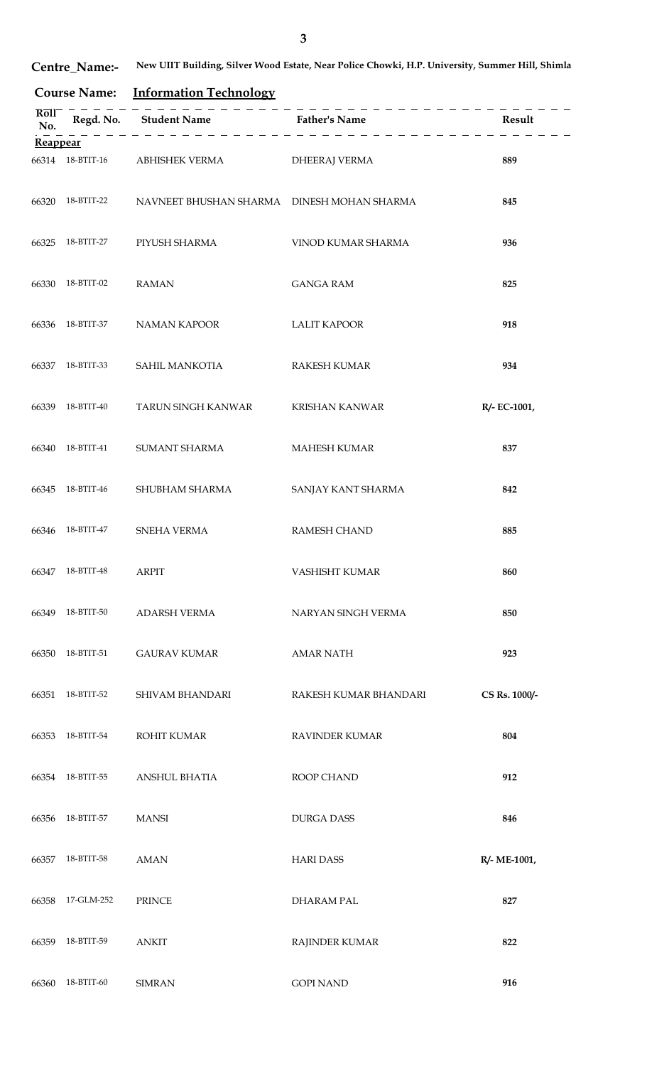**Centre_Name:-** New UIIT Building, Silver Wood Estate, Near Police Chowki, H.P. University, Summer Hill, Shimla

**Course Name:** **Information Technology**

| Roll No. | Regd. No. | Student Name | Father's Name | Result |
|---|---|---|---|---|
| **Reappear** | | | | |
| 66314 | 18-BTIT-16 | ABHISHEK VERMA | DHEERAJ VERMA | 889 |
| 66320 | 18-BTIT-22 | NAVNEET BHUSHAN SHARMA | DINESH MOHAN SHARMA | 845 |
| 66325 | 18-BTIT-27 | PIYUSH SHARMA | VINOD KUMAR SHARMA | 936 |
| 66330 | 18-BTIT-02 | RAMAN | GANGA RAM | 825 |
| 66336 | 18-BTIT-37 | NAMAN KAPOOR | LALIT KAPOOR | 918 |
| 66337 | 18-BTIT-33 | SAHIL MANKOTIA | RAKESH KUMAR | 934 |
| 66339 | 18-BTIT-40 | TARUN SINGH KANWAR | KRISHAN KANWAR | R/- EC-1001, |
| 66340 | 18-BTIT-41 | SUMANT SHARMA | MAHESH KUMAR | 837 |
| 66345 | 18-BTIT-46 | SHUBHAM SHARMA | SANJAY KANT SHARMA | 842 |
| 66346 | 18-BTIT-47 | SNEHA VERMA | RAMESH CHAND | 885 |
| 66347 | 18-BTIT-48 | ARPIT | VASHISHT KUMAR | 860 |
| 66349 | 18-BTIT-50 | ADARSH VERMA | NARYAN SINGH VERMA | 850 |
| 66350 | 18-BTIT-51 | GAURAV KUMAR | AMAR NATH | 923 |
| 66351 | 18-BTIT-52 | SHIVAM BHANDARI | RAKESH KUMAR BHANDARI | CS Rs. 1000/- |
| 66353 | 18-BTIT-54 | ROHIT KUMAR | RAVINDER KUMAR | 804 |
| 66354 | 18-BTIT-55 | ANSHUL BHATIA | ROOP CHAND | 912 |
| 66356 | 18-BTIT-57 | MANSI | DURGA DASS | 846 |
| 66357 | 18-BTIT-58 | AMAN | HARI DASS | R/- ME-1001, |
| 66358 | 17-GLM-252 | PRINCE | DHARAM PAL | 827 |
| 66359 | 18-BTIT-59 | ANKIT | RAJINDER KUMAR | 822 |
| 66360 | 18-BTIT-60 | SIMRAN | GOPI NAND | 916 |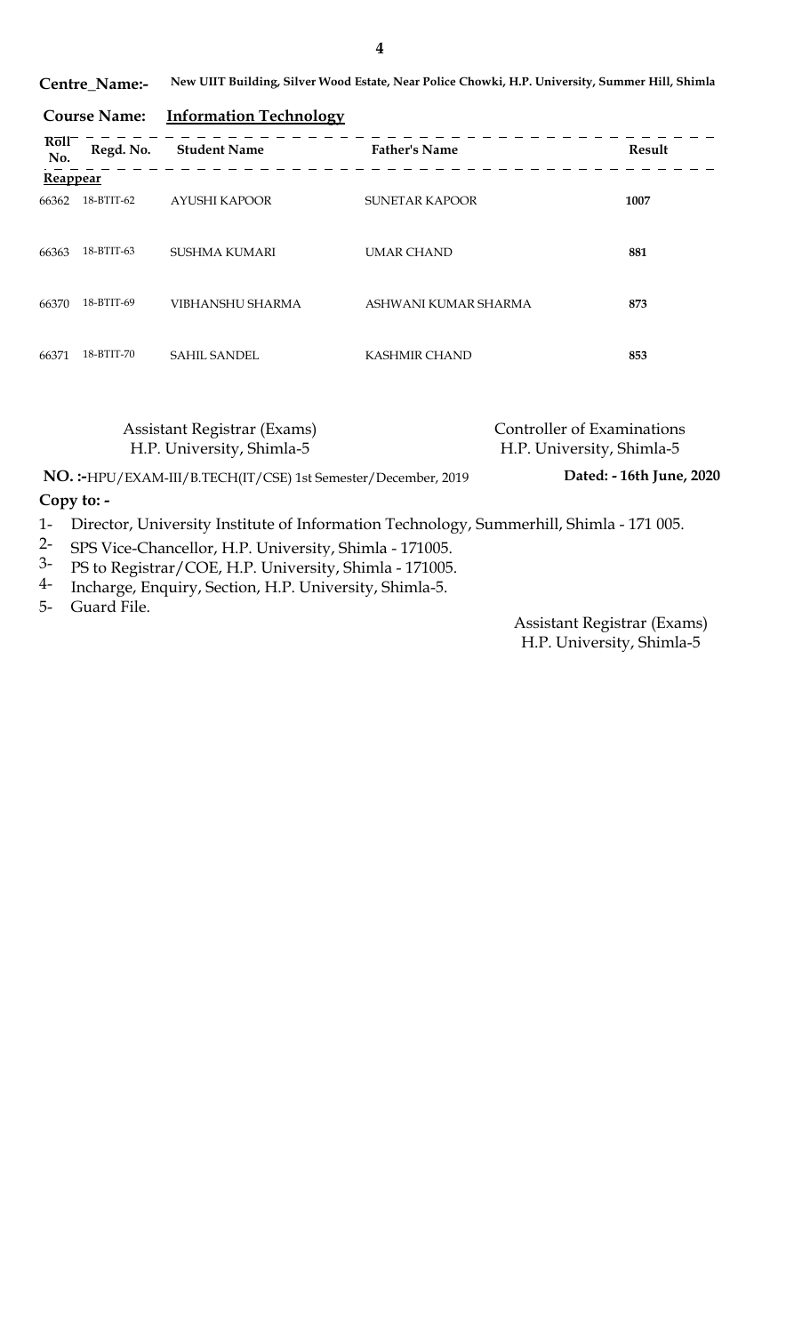**Centre_Name:-** **New UIIT Building, Silver Wood Estate, Near Police Chowki, H.P. University, Summer Hill, Shimla**

**Course Name:** **Information Technology**

| Roll No. | Regd. No. | Student Name | Father's Name | Result |
|---|---|---|---|---|
| **Reappear** | | | | |
| 66362 | 18-BTIT-62 | AYUSHI KAPOOR | SUNETAR KAPOOR | **1007** |
| 66363 | 18-BTIT-63 | SUSHMA KUMARI | UMAR CHAND | **881** |
| 66370 | 18-BTIT-69 | VIBHANSHU SHARMA | ASHWANI KUMAR SHARMA | **873** |
| 66371 | 18-BTIT-70 | SAHIL SANDEL | KASHMIR CHAND | **853** |

Assistant Registrar (Exams)
H.P. University, Shimla-5

Controller of Examinations
H.P. University, Shimla-5

**NO. :-**HPU/EXAM-III/B.TECH(IT/CSE) 1st Semester/December, 2019

**Dated: - 16th June, 2020**

**Copy to: -**

1- Director, University Institute of Information Technology, Summerhill, Shimla - 171 005.
2- SPS Vice-Chancellor, H.P. University, Shimla - 171005.
3- PS to Registrar/COE, H.P. University, Shimla - 171005.
4- Incharge, Enquiry, Section, H.P. University, Shimla-5.
5- Guard File.

Assistant Registrar (Exams)
H.P. University, Shimla-5